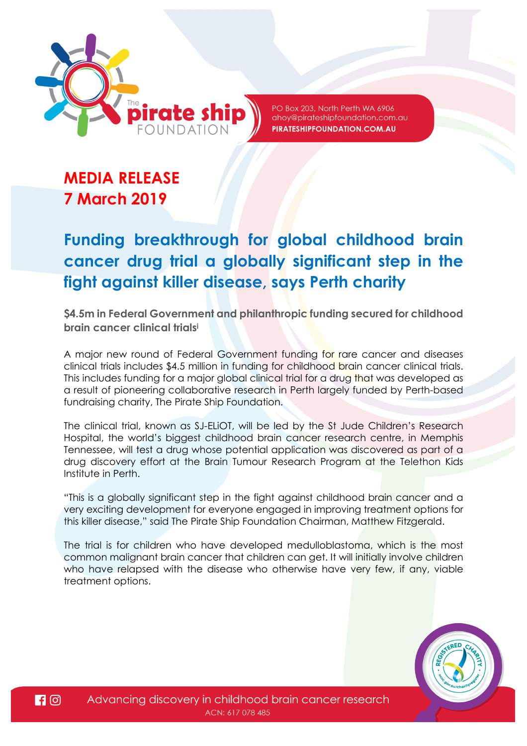The pirate ship FOUNDATION

PO Box 203, North Perth WA 6906
ahoy@pirateshipfoundation.com.au
PIRATESHIPFOUNDATION.COM.AU

## MEDIA RELEASE
## 7 March 2019

# Funding breakthrough for global childhood brain cancer drug trial a globally significant step in the fight against killer disease, says Perth charity

**$4.5m in Federal Government and philanthropic funding secured for childhood brain cancer clinical trials[i]**

A major new round of Federal Government funding for rare cancer and diseases clinical trials includes $4.5 million in funding for childhood brain cancer clinical trials. This includes funding for a major global clinical trial for a drug that was developed as a result of pioneering collaborative research in Perth largely funded by Perth-based fundraising charity, The Pirate Ship Foundation.

The clinical trial, known as SJ-ELiOT, will be led by the St Jude Children's Research Hospital, the world's biggest childhood brain cancer research centre, in Memphis Tennessee, will test a drug whose potential application was discovered as part of a drug discovery effort at the Brain Tumour Research Program at the Telethon Kids Institute in Perth.

"This is a globally significant step in the fight against childhood brain cancer and a very exciting development for everyone engaged in improving treatment options for this killer disease," said The Pirate Ship Foundation Chairman, Matthew Fitzgerald.

The trial is for children who have developed medulloblastoma, which is the most common malignant brain cancer that children can get. It will initially involve children who have relapsed with the disease who otherwise have very few, if any, viable treatment options.

Advancing discovery in childhood brain cancer research
ACN: 617 078 485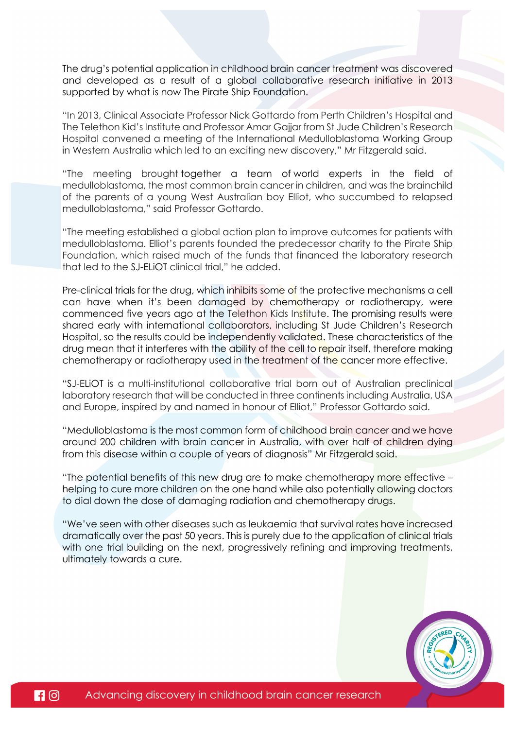The drug's potential application in childhood brain cancer treatment was discovered and developed as a result of a global collaborative research initiative in 2013 supported by what is now The Pirate Ship Foundation.

"In 2013, Clinical Associate Professor Nick Gottardo from Perth Children's Hospital and The Telethon Kid's Institute and Professor Amar Gajjar from St Jude Children's Research Hospital convened a meeting of the International Medulloblastoma Working Group in Western Australia which led to an exciting new discovery," Mr Fitzgerald said.

"The meeting brought together a team of world experts in the field of medulloblastoma, the most common brain cancer in children, and was the brainchild of the parents of a young West Australian boy Elliot, who succumbed to relapsed medulloblastoma," said Professor Gottardo.

"The meeting established a global action plan to improve outcomes for patients with medulloblastoma. Elliot's parents founded the predecessor charity to the Pirate Ship Foundation, which raised much of the funds that financed the laboratory research that led to the SJ-ELiOT clinical trial," he added.

Pre-clinical trials for the drug, which inhibits some of the protective mechanisms a cell can have when it's been damaged by chemotherapy or radiotherapy, were commenced five years ago at the Telethon Kids Institute. The promising results were shared early with international collaborators, including St Jude Children's Research Hospital, so the results could be independently validated. These characteristics of the drug mean that it interferes with the ability of the cell to repair itself, therefore making chemotherapy or radiotherapy used in the treatment of the cancer more effective.

"SJ-ELiOT is a multi-institutional collaborative trial born out of Australian preclinical laboratory research that will be conducted in three continents including Australia, USA and Europe, inspired by and named in honour of Elliot," Professor Gottardo said.

"Medulloblastoma is the most common form of childhood brain cancer and we have around 200 children with brain cancer in Australia, with over half of children dying from this disease within a couple of years of diagnosis" Mr Fitzgerald said.

"The potential benefits of this new drug are to make chemotherapy more effective – helping to cure more children on the one hand while also potentially allowing doctors to dial down the dose of damaging radiation and chemotherapy drugs.

"We've seen with other diseases such as leukaemia that survival rates have increased dramatically over the past 50 years. This is purely due to the application of clinical trials with one trial building on the next, progressively refining and improving treatments, ultimately towards a cure.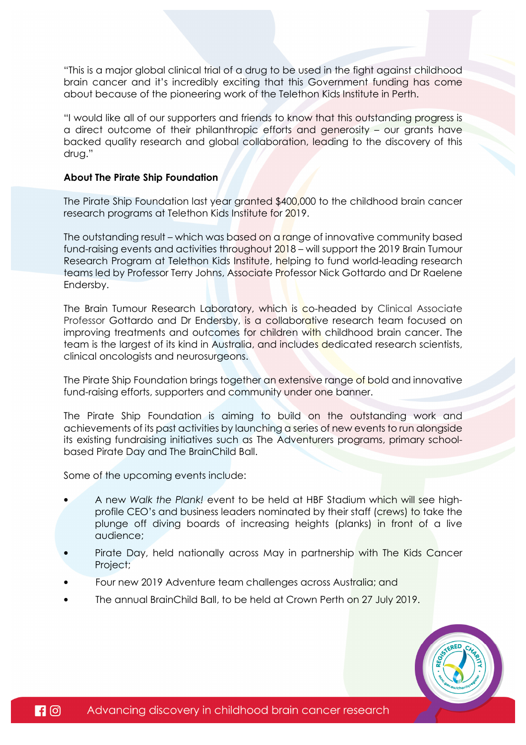"This is a major global clinical trial of a drug to be used in the fight against childhood brain cancer and it's incredibly exciting that this Government funding has come about because of the pioneering work of the Telethon Kids Institute in Perth.

"I would like all of our supporters and friends to know that this outstanding progress is a direct outcome of their philanthropic efforts and generosity – our grants have backed quality research and global collaboration, leading to the discovery of this drug."

**About The Pirate Ship Foundation**

The Pirate Ship Foundation last year granted $400,000 to the childhood brain cancer research programs at Telethon Kids Institute for 2019.

The outstanding result – which was based on a range of innovative community based fund-raising events and activities throughout 2018 – will support the 2019 Brain Tumour Research Program at Telethon Kids Institute, helping to fund world-leading research teams led by Professor Terry Johns, Associate Professor Nick Gottardo and Dr Raelene Endersby.

The Brain Tumour Research Laboratory, which is co-headed by Clinical Associate Professor Gottardo and Dr Endersby, is a collaborative research team focused on improving treatments and outcomes for children with childhood brain cancer. The team is the largest of its kind in Australia, and includes dedicated research scientists, clinical oncologists and neurosurgeons.

The Pirate Ship Foundation brings together an extensive range of bold and innovative fund-raising efforts, supporters and community under one banner.

The Pirate Ship Foundation is aiming to build on the outstanding work and achievements of its past activities by launching a series of new events to run alongside its existing fundraising initiatives such as The Adventurers programs, primary school-based Pirate Day and The BrainChild Ball.

Some of the upcoming events include:

- A new *Walk the Plank!* event to be held at HBF Stadium which will see high-profile CEO's and business leaders nominated by their staff (crews) to take the plunge off diving boards of increasing heights (planks) in front of a live audience;
- Pirate Day, held nationally across May in partnership with The Kids Cancer Project;
- Four new 2019 Adventure team challenges across Australia; and
- The annual BrainChild Ball, to be held at Crown Perth on 27 July 2019.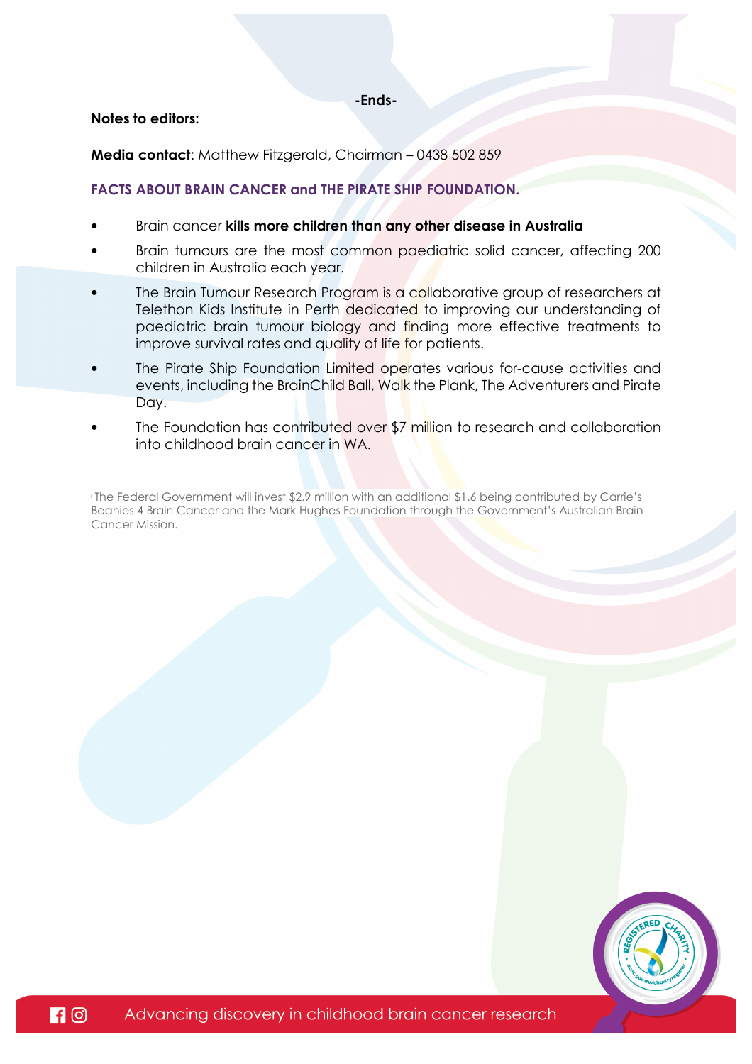-Ends-

**Notes to editors:**

**Media contact**: Matthew Fitzgerald, Chairman – 0438 502 859

**FACTS ABOUT BRAIN CANCER and THE PIRATE SHIP FOUNDATION.**

- Brain cancer **kills more children than any other disease in Australia**
- Brain tumours are the most common paediatric solid cancer, affecting 200 children in Australia each year.
- The Brain Tumour Research Program is a collaborative group of researchers at Telethon Kids Institute in Perth dedicated to improving our understanding of paediatric brain tumour biology and finding more effective treatments to improve survival rates and quality of life for patients.
- The Pirate Ship Foundation Limited operates various for-cause activities and events, including the BrainChild Ball, Walk the Plank, The Adventurers and Pirate Day.
- The Foundation has contributed over $7 million to research and collaboration into childhood brain cancer in WA.

---

[i] The Federal Government will invest $2.9 million with an additional $1.6 being contributed by Carrie's Beanies 4 Brain Cancer and the Mark Hughes Foundation through the Government's Australian Brain Cancer Mission.

Advancing discovery in childhood brain cancer research